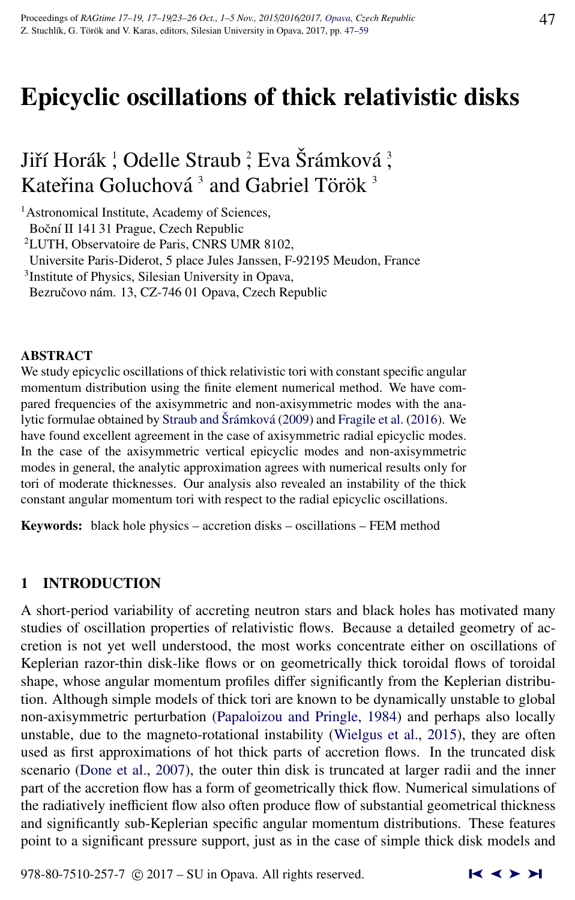# Epicyclic oscillations of thick relativistic disks

## Jiří Horák [1], Odelle Straub [2], Eva Šrámková [3], Kateřina Goluchová [3] and Gabriel Török [3]

[1] Astronomical Institute, Academy of Sciences, Boční II 141 31 Prague, Czech Republic

[2] LUTH, Observatoire de Paris, CNRS UMR 8102, Universite Paris-Diderot, 5 place Jules Janssen, F-92195 Meudon, France

[3] Institute of Physics, Silesian University in Opava, Bezručovo nám. 13, CZ-746 01 Opava, Czech Republic

### ABSTRACT

We study epicyclic oscillations of thick relativistic tori with constant specific angular momentum distribution using the finite element numerical method. We have compared frequencies of the axisymmetric and non-axisymmetric modes with the analytic formulae obtained by Straub and Šrámková (2009) and Fragile et al. (2016). We have found excellent agreement in the case of axisymmetric radial epicyclic modes. In the case of the axisymmetric vertical epicyclic modes and non-axisymmetric modes in general, the analytic approximation agrees with numerical results only for tori of moderate thicknesses. Our analysis also revealed an instability of the thick constant angular momentum tori with respect to the radial epicyclic oscillations.

**Keywords:** black hole physics – accretion disks – oscillations – FEM method

## 1 INTRODUCTION

A short-period variability of accreting neutron stars and black holes has motivated many studies of oscillation properties of relativistic flows. Because a detailed geometry of accretion is not yet well understood, the most works concentrate either on oscillations of Keplerian razor-thin disk-like flows or on geometrically thick toroidal flows of toroidal shape, whose angular momentum profiles differ significantly from the Keplerian distribution. Although simple models of thick tori are known to be dynamically unstable to global non-axisymmetric perturbation (Papaloizou and Pringle, 1984) and perhaps also locally unstable, due to the magneto-rotational instability (Wielgus et al., 2015), they are often used as first approximations of hot thick parts of accretion flows. In the truncated disk scenario (Done et al., 2007), the outer thin disk is truncated at larger radii and the inner part of the accretion flow has a form of geometrically thick flow. Numerical simulations of the radiatively inefficient flow also often produce flow of substantial geometrical thickness and significantly sub-Keplerian specific angular momentum distributions. These features point to a significant pressure support, just as in the case of simple thick disk models and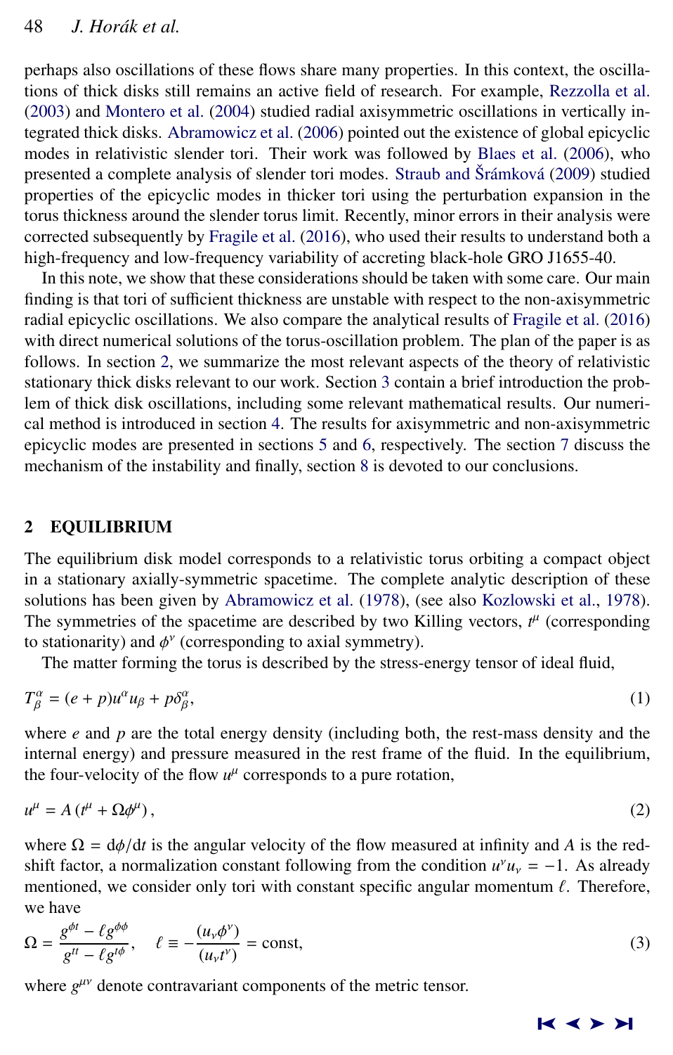perhaps also oscillations of these flows share many properties. In this context, the oscillations of thick disks still remains an active field of research. For example, Rezzolla et al. (2003) and Montero et al. (2004) studied radial axisymmetric oscillations in vertically integrated thick disks. Abramowicz et al. (2006) pointed out the existence of global epicyclic modes in relativistic slender tori. Their work was followed by Blaes et al. (2006), who presented a complete analysis of slender tori modes. Straub and Šrámková (2009) studied properties of the epicyclic modes in thicker tori using the perturbation expansion in the torus thickness around the slender torus limit. Recently, minor errors in their analysis were corrected subsequently by Fragile et al. (2016), who used their results to understand both a high-frequency and low-frequency variability of accreting black-hole GRO J1655-40.

In this note, we show that these considerations should be taken with some care. Our main finding is that tori of sufficient thickness are unstable with respect to the non-axisymmetric radial epicyclic oscillations. We also compare the analytical results of Fragile et al. (2016) with direct numerical solutions of the torus-oscillation problem. The plan of the paper is as follows. In section 2, we summarize the most relevant aspects of the theory of relativistic stationary thick disks relevant to our work. Section 3 contain a brief introduction the problem of thick disk oscillations, including some relevant mathematical results. Our numerical method is introduced in section 4. The results for axisymmetric and non-axisymmetric epicyclic modes are presented in sections 5 and 6, respectively. The section 7 discuss the mechanism of the instability and finally, section 8 is devoted to our conclusions.

## 2 EQUILIBRIUM

The equilibrium disk model corresponds to a relativistic torus orbiting a compact object in a stationary axially-symmetric spacetime. The complete analytic description of these solutions has been given by Abramowicz et al. (1978), (see also Kozlowski et al., 1978). The symmetries of the spacetime are described by two Killing vectors, $t^\mu$ (corresponding to stationarity) and $\phi^\nu$ (corresponding to axial symmetry).

The matter forming the torus is described by the stress-energy tensor of ideal fluid,

$$T^\alpha_\beta = (e+p)u^\alpha u_\beta + p\delta^\alpha_\beta, \tag{1}$$

where $e$ and $p$ are the total energy density (including both, the rest-mass density and the internal energy) and pressure measured in the rest frame of the fluid. In the equilibrium, the four-velocity of the flow $u^\mu$ corresponds to a pure rotation,

$$u^\mu = A\,(t^\mu + \Omega\phi^\mu)\,, \tag{2}$$

where $\Omega = \mathrm{d}\phi/\mathrm{d}t$ is the angular velocity of the flow measured at infinity and $A$ is the redshift factor, a normalization constant following from the condition $u^\nu u_\nu = -1$. As already mentioned, we consider only tori with constant specific angular momentum $\ell$. Therefore, we have

$$\Omega = \frac{g^{\phi t} - \ell g^{\phi\phi}}{g^{tt} - \ell g^{t\phi}}, \quad \ell \equiv -\frac{(u_\nu \phi^\nu)}{(u_\nu t^\nu)} = \mathrm{const}, \tag{3}$$

where $g^{\mu\nu}$ denote contravariant components of the metric tensor.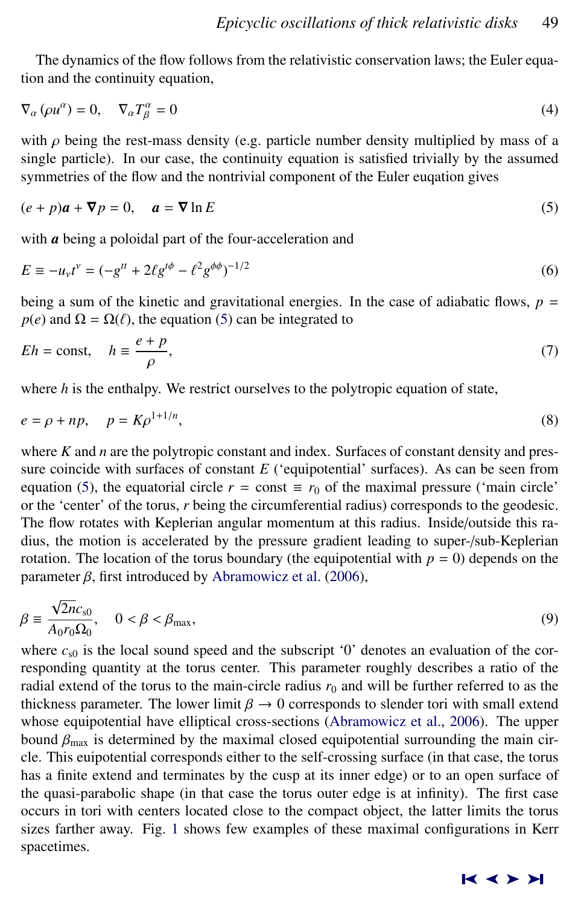The dynamics of the flow follows from the relativistic conservation laws; the Euler equation and the continuity equation,

$$\nabla_\alpha \left(\rho u^\alpha\right) = 0, \quad \nabla_\alpha T^\alpha_\beta = 0 \tag{4}$$

with $\rho$ being the rest-mass density (e.g. particle number density multiplied by mass of a single particle). In our case, the continuity equation is satisfied trivially by the assumed symmetries of the flow and the nontrivial component of the Euler euqation gives

$$(e + p)\boldsymbol{a} + \boldsymbol{\nabla} p = 0, \quad \boldsymbol{a} = \boldsymbol{\nabla} \ln E \tag{5}$$

with $\boldsymbol{a}$ being a poloidal part of the four-acceleration and

$$E \equiv -u_\nu t^\nu = (-g^{tt} + 2\ell g^{t\phi} - \ell^2 g^{\phi\phi})^{-1/2} \tag{6}$$

being a sum of the kinetic and gravitational energies. In the case of adiabatic flows, $p = p(e)$ and $\Omega = \Omega(\ell)$, the equation (5) can be integrated to

$$Eh = \mathrm{const}, \quad h \equiv \frac{e + p}{\rho}, \tag{7}$$

where $h$ is the enthalpy. We restrict ourselves to the polytropic equation of state,

$$e = \rho + np, \quad p = K\rho^{1+1/n}, \tag{8}$$

where $K$ and $n$ are the polytropic constant and index. Surfaces of constant density and pressure coincide with surfaces of constant $E$ ('equipotential' surfaces). As can be seen from equation (5), the equatorial circle $r = \mathrm{const} \equiv r_0$ of the maximal pressure ('main circle' or the 'center' of the torus, $r$ being the circumferential radius) corresponds to the geodesic. The flow rotates with Keplerian angular momentum at this radius. Inside/outside this radius, the motion is accelerated by the pressure gradient leading to super-/sub-Keplerian rotation. The location of the torus boundary (the equipotential with $p = 0$) depends on the parameter $\beta$, first introduced by Abramowicz et al. (2006),

$$\beta \equiv \frac{\sqrt{2n}c_{s0}}{A_0 r_0 \Omega_0}, \quad 0 < \beta < \beta_{\max}, \tag{9}$$

where $c_{s0}$ is the local sound speed and the subscript '0' denotes an evaluation of the corresponding quantity at the torus center. This parameter roughly describes a ratio of the radial extend of the torus to the main-circle radius $r_0$ and will be further referred to as the thickness parameter. The lower limit $\beta \to 0$ corresponds to slender tori with small extend whose equipotential have elliptical cross-sections (Abramowicz et al., 2006). The upper bound $\beta_{\max}$ is determined by the maximal closed equipotential surrounding the main circle. This euipotential corresponds either to the self-crossing surface (in that case, the torus has a finite extend and terminates by the cusp at its inner edge) or to an open surface of the quasi-parabolic shape (in that case the torus outer edge is at infinity). The first case occurs in tori with centers located close to the compact object, the latter limits the torus sizes farther away. Fig. 1 shows few examples of these maximal configurations in Kerr spacetimes.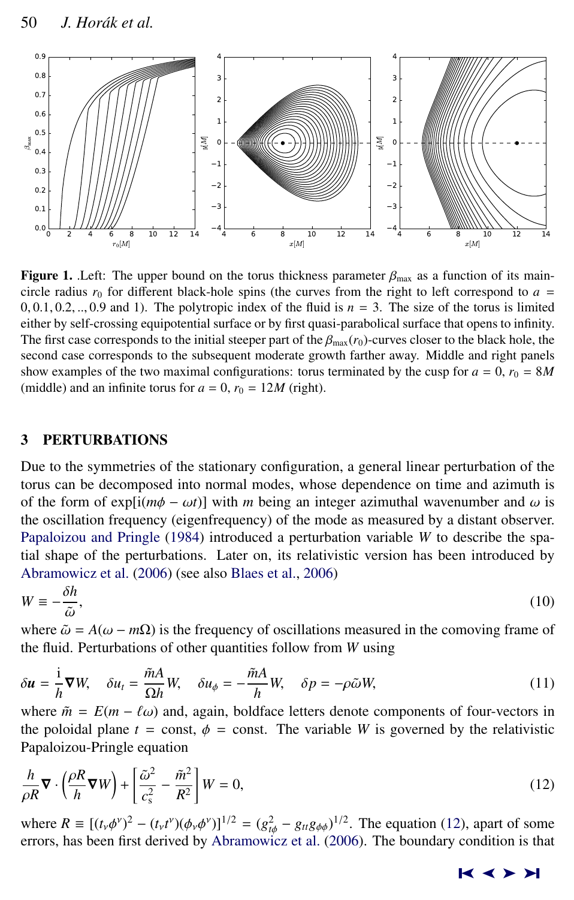**Figure 1.** .Left: The upper bound on the torus thickness parameter $\beta_{\max}$ as a function of its main-circle radius $r_0$ for different black-hole spins (the curves from the right to left correspond to $a = 0, 0.1, 0.2, .., 0.9$ and 1). The polytropic index of the fluid is $n = 3$. The size of the torus is limited either by self-crossing equipotential surface or by first quasi-parabolical surface that opens to infinity. The first case corresponds to the initial steeper part of the $\beta_{\max}(r_0)$-curves closer to the black hole, the second case corresponds to the subsequent moderate growth farther away. Middle and right panels show examples of the two maximal configurations: torus terminated by the cusp for $a = 0$, $r_0 = 8M$ (middle) and an infinite torus for $a = 0$, $r_0 = 12M$ (right).

## 3 PERTURBATIONS

Due to the symmetries of the stationary configuration, a general linear perturbation of the torus can be decomposed into normal modes, whose dependence on time and azimuth is of the form of $\exp[\mathrm{i}(m\phi - \omega t)]$ with $m$ being an integer azimuthal wavenumber and $\omega$ is the oscillation frequency (eigenfrequency) of the mode as measured by a distant observer. Papaloizou and Pringle (1984) introduced a perturbation variable $W$ to describe the spatial shape of the perturbations. Later on, its relativistic version has been introduced by Abramowicz et al. (2006) (see also Blaes et al., 2006)

$$W \equiv -\frac{\delta h}{\tilde{\omega}}, \tag{10}$$

where $\tilde{\omega} = A(\omega - m\Omega)$ is the frequency of oscillations measured in the comoving frame of the fluid. Perturbations of other quantities follow from $W$ using

$$\delta \boldsymbol{u} = \frac{\mathrm{i}}{h}\boldsymbol{\nabla} W, \quad \delta u_t = \frac{\tilde{m}A}{\Omega h}W, \quad \delta u_\phi = -\frac{\tilde{m}A}{h}W, \quad \delta p = -\rho\tilde{\omega}W, \tag{11}$$

where $\tilde{m} = E(m - \ell\omega)$ and, again, boldface letters denote components of four-vectors in the poloidal plane $t = \mathrm{const}$, $\phi = \mathrm{const}$. The variable $W$ is governed by the relativistic Papaloizou-Pringle equation

$$\frac{h}{\rho R}\boldsymbol{\nabla}\cdot\left(\frac{\rho R}{h}\boldsymbol{\nabla} W\right) + \left[\frac{\tilde{\omega}^2}{c_\mathrm{s}^2} - \frac{\tilde{m}^2}{R^2}\right] W = 0, \tag{12}$$

where $R \equiv [(t_\nu\phi^\nu)^2 - (t_\nu t^\nu)(\phi_\nu\phi^\nu)]^{1/2} = (g_{t\phi}^2 - g_{tt}g_{\phi\phi})^{1/2}$. The equation (12), apart of some errors, has been first derived by Abramowicz et al. (2006). The boundary condition is that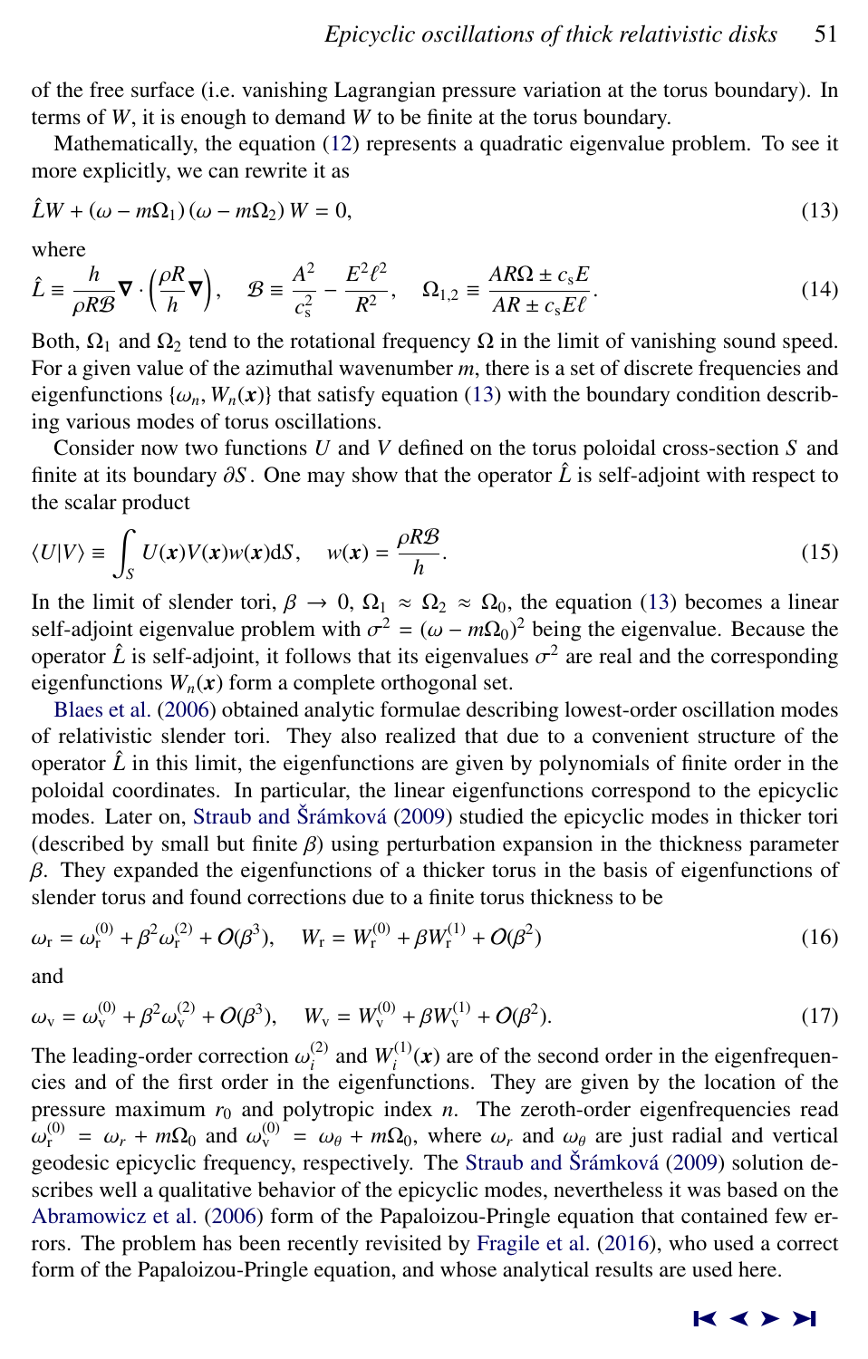of the free surface (i.e. vanishing Lagrangian pressure variation at the torus boundary). In terms of $W$, it is enough to demand $W$ to be finite at the torus boundary.

Mathematically, the equation (12) represents a quadratic eigenvalue problem. To see it more explicitly, we can rewrite it as

$$\hat{L}W + (\omega - m\Omega_1)(\omega - m\Omega_2)\,W = 0, \tag{13}$$

where

$$\hat{L} \equiv \frac{h}{\rho R \mathcal{B}} \nabla \cdot \left(\frac{\rho R}{h} \nabla\right), \quad \mathcal{B} \equiv \frac{A^2}{c_s^2} - \frac{E^2 \ell^2}{R^2}, \quad \Omega_{1,2} \equiv \frac{AR\Omega \pm c_s E}{AR \pm c_s E \ell}. \tag{14}$$

Both, $\Omega_1$ and $\Omega_2$ tend to the rotational frequency $\Omega$ in the limit of vanishing sound speed. For a given value of the azimuthal wavenumber $m$, there is a set of discrete frequencies and eigenfunctions $\{\omega_n, W_n(\boldsymbol{x})\}$ that satisfy equation (13) with the boundary condition describing various modes of torus oscillations.

Consider now two functions $U$ and $V$ defined on the torus poloidal cross-section $S$ and finite at its boundary $\partial S$. One may show that the operator $\hat{L}$ is self-adjoint with respect to the scalar product

$$\langle U|V \rangle \equiv \int_S U(\boldsymbol{x})V(\boldsymbol{x})w(\boldsymbol{x})\mathrm{d}S, \quad w(\boldsymbol{x}) = \frac{\rho R \mathcal{B}}{h}. \tag{15}$$

In the limit of slender tori, $\beta \to 0$, $\Omega_1 \approx \Omega_2 \approx \Omega_0$, the equation (13) becomes a linear self-adjoint eigenvalue problem with $\sigma^2 = (\omega - m\Omega_0)^2$ being the eigenvalue. Because the operator $\hat{L}$ is self-adjoint, it follows that its eigenvalues $\sigma^2$ are real and the corresponding eigenfunctions $W_n(\boldsymbol{x})$ form a complete orthogonal set.

Blaes et al. (2006) obtained analytic formulae describing lowest-order oscillation modes of relativistic slender tori. They also realized that due to a convenient structure of the operator $\hat{L}$ in this limit, the eigenfunctions are given by polynomials of finite order in the poloidal coordinates. In particular, the linear eigenfunctions correspond to the epicyclic modes. Later on, Straub and Šrámková (2009) studied the epicyclic modes in thicker tori (described by small but finite $\beta$) using perturbation expansion in the thickness parameter $\beta$. They expanded the eigenfunctions of a thicker torus in the basis of eigenfunctions of slender torus and found corrections due to a finite torus thickness to be

$$\omega_\mathrm{r} = \omega_\mathrm{r}^{(0)} + \beta^2\omega_\mathrm{r}^{(2)} + O(\beta^3), \quad W_\mathrm{r} = W_\mathrm{r}^{(0)} + \beta W_\mathrm{r}^{(1)} + O(\beta^2) \tag{16}$$

and

$$\omega_\mathrm{v} = \omega_\mathrm{v}^{(0)} + \beta^2\omega_\mathrm{v}^{(2)} + O(\beta^3), \quad W_\mathrm{v} = W_\mathrm{v}^{(0)} + \beta W_\mathrm{v}^{(1)} + O(\beta^2). \tag{17}$$

The leading-order correction $\omega_i^{(2)}$ and $W_i^{(1)}(\boldsymbol{x})$ are of the second order in the eigenfrequencies and of the first order in the eigenfunctions. They are given by the location of the pressure maximum $r_0$ and polytropic index $n$. The zeroth-order eigenfrequencies read $\omega_\mathrm{r}^{(0)} = \omega_r + m\Omega_0$ and $\omega_\mathrm{v}^{(0)} = \omega_\theta + m\Omega_0$, where $\omega_r$ and $\omega_\theta$ are just radial and vertical geodesic epicyclic frequency, respectively. The Straub and Šrámková (2009) solution describes well a qualitative behavior of the epicyclic modes, nevertheless it was based on the Abramowicz et al. (2006) form of the Papaloizou-Pringle equation that contained few errors. The problem has been recently revisited by Fragile et al. (2016), who used a correct form of the Papaloizou-Pringle equation, and whose analytical results are used here.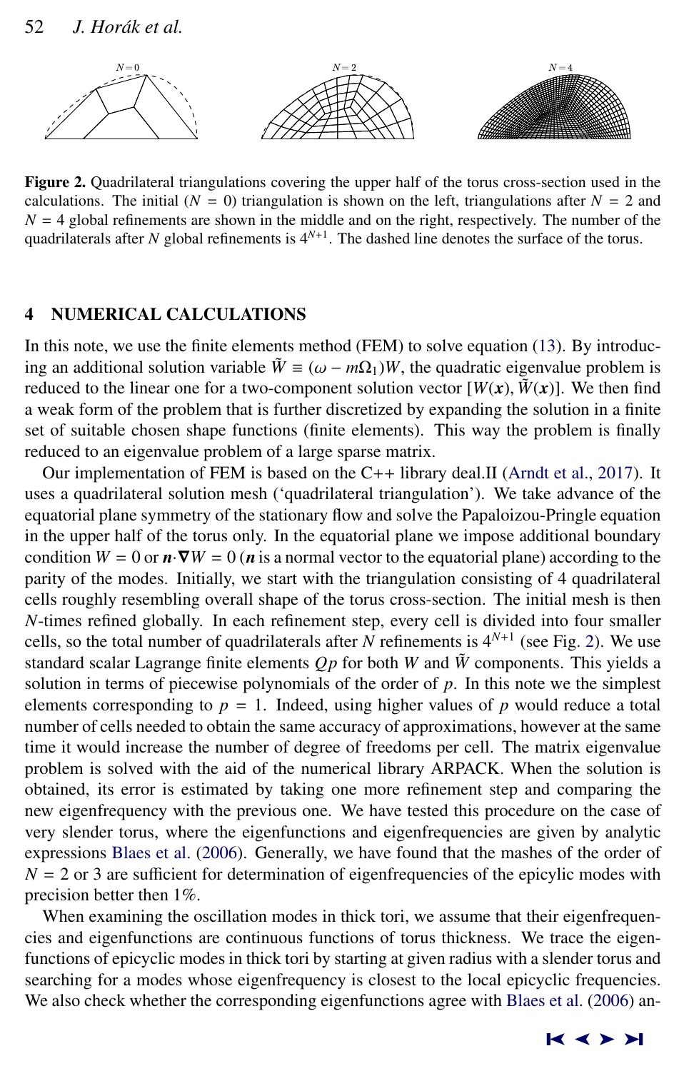**Figure 2.** Quadrilateral triangulations covering the upper half of the torus cross-section used in the calculations. The initial ($N = 0$) triangulation is shown on the left, triangulations after $N = 2$ and $N = 4$ global refinements are shown in the middle and on the right, respectively. The number of the quadrilaterals after $N$ global refinements is $4^{N+1}$. The dashed line denotes the surface of the torus.

## 4 NUMERICAL CALCULATIONS

In this note, we use the finite elements method (FEM) to solve equation (13). By introducing an additional solution variable $\tilde{W} \equiv (\omega - m\Omega_1)W$, the quadratic eigenvalue problem is reduced to the linear one for a two-component solution vector $[W(\boldsymbol{x}), \tilde{W}(\boldsymbol{x})]$. We then find a weak form of the problem that is further discretized by expanding the solution in a finite set of suitable chosen shape functions (finite elements). This way the problem is finally reduced to an eigenvalue problem of a large sparse matrix.

Our implementation of FEM is based on the C++ library deal.II (Arndt et al., 2017). It uses a quadrilateral solution mesh ('quadrilateral triangulation'). We take advance of the equatorial plane symmetry of the stationary flow and solve the Papaloizou-Pringle equation in the upper half of the torus only. In the equatorial plane we impose additional boundary condition $W = 0$ or $\boldsymbol{n}\cdot\boldsymbol{\nabla}W = 0$ ($\boldsymbol{n}$ is a normal vector to the equatorial plane) according to the parity of the modes. Initially, we start with the triangulation consisting of 4 quadrilateral cells roughly resembling overall shape of the torus cross-section. The initial mesh is then $N$-times refined globally. In each refinement step, every cell is divided into four smaller cells, so the total number of quadrilaterals after $N$ refinements is $4^{N+1}$ (see Fig. 2). We use standard scalar Lagrange finite elements $Qp$ for both $W$ and $\tilde{W}$ components. This yields a solution in terms of piecewise polynomials of the order of $p$. In this note we the simplest elements corresponding to $p = 1$. Indeed, using higher values of $p$ would reduce a total number of cells needed to obtain the same accuracy of approximations, however at the same time it would increase the number of degree of freedoms per cell. The matrix eigenvalue problem is solved with the aid of the numerical library ARPACK. When the solution is obtained, its error is estimated by taking one more refinement step and comparing the new eigenfrequency with the previous one. We have tested this procedure on the case of very slender torus, where the eigenfunctions and eigenfrequencies are given by analytic expressions Blaes et al. (2006). Generally, we have found that the mashes of the order of $N = 2$ or 3 are sufficient for determination of eigenfrequencies of the epicylic modes with precision better then 1%.

When examining the oscillation modes in thick tori, we assume that their eigenfrequencies and eigenfunctions are continuous functions of torus thickness. We trace the eigenfunctions of epicyclic modes in thick tori by starting at given radius with a slender torus and searching for a modes whose eigenfrequency is closest to the local epicyclic frequencies. We also check whether the corresponding eigenfunctions agree with Blaes et al. (2006) an-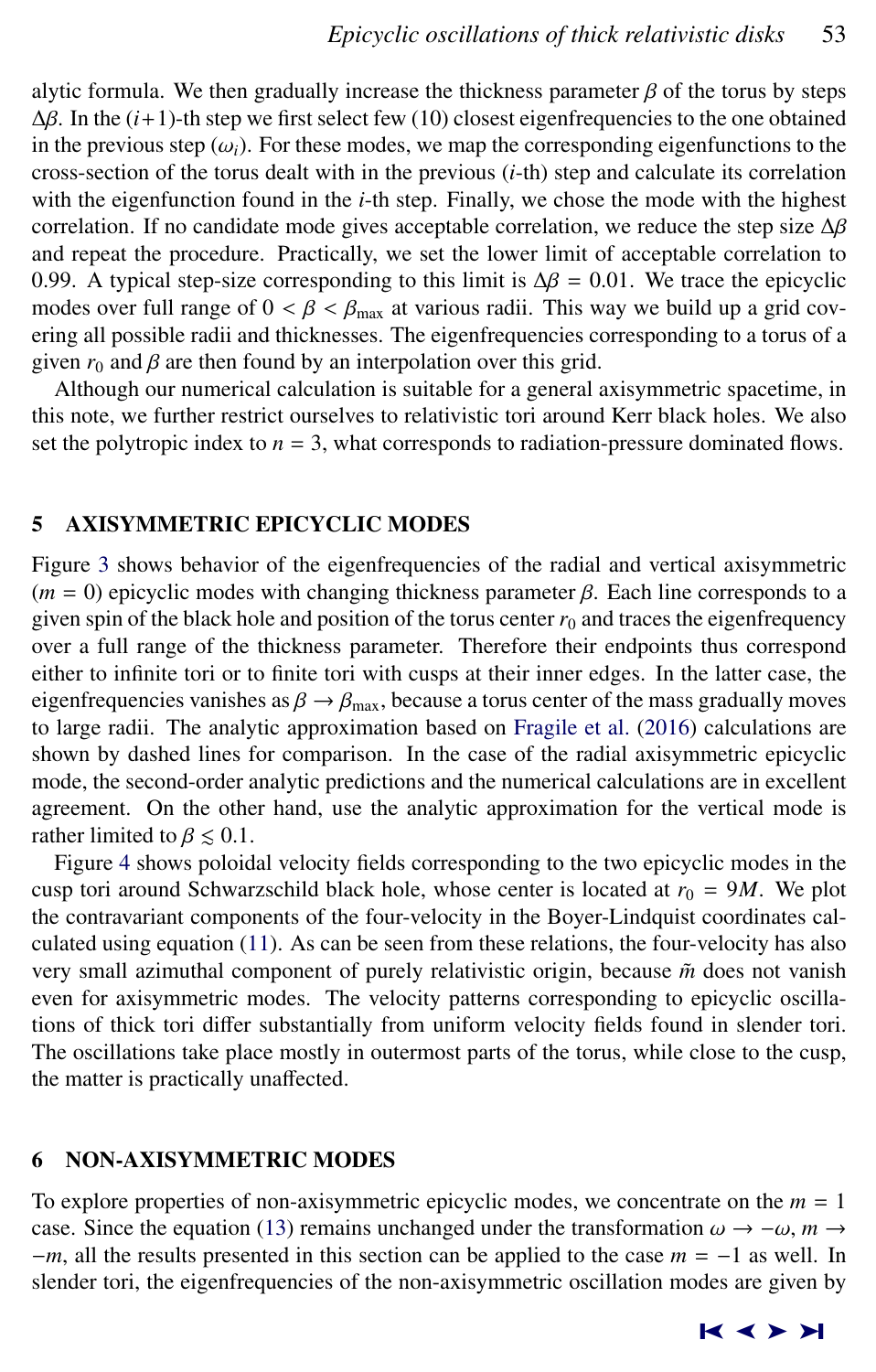alytic formula. We then gradually increase the thickness parameter $\beta$ of the torus by steps $\Delta\beta$. In the $(i+1)$-th step we first select few (10) closest eigenfrequencies to the one obtained in the previous step ($\omega_i$). For these modes, we map the corresponding eigenfunctions to the cross-section of the torus dealt with in the previous ($i$-th) step and calculate its correlation with the eigenfunction found in the $i$-th step. Finally, we chose the mode with the highest correlation. If no candidate mode gives acceptable correlation, we reduce the step size $\Delta\beta$ and repeat the procedure. Practically, we set the lower limit of acceptable correlation to 0.99. A typical step-size corresponding to this limit is $\Delta\beta = 0.01$. We trace the epicyclic modes over full range of $0 < \beta < \beta_{\max}$ at various radii. This way we build up a grid covering all possible radii and thicknesses. The eigenfrequencies corresponding to a torus of a given $r_0$ and $\beta$ are then found by an interpolation over this grid.

Although our numerical calculation is suitable for a general axisymmetric spacetime, in this note, we further restrict ourselves to relativistic tori around Kerr black holes. We also set the polytropic index to $n = 3$, what corresponds to radiation-pressure dominated flows.

## 5 AXISYMMETRIC EPICYCLIC MODES

Figure 3 shows behavior of the eigenfrequencies of the radial and vertical axisymmetric ($m = 0$) epicyclic modes with changing thickness parameter $\beta$. Each line corresponds to a given spin of the black hole and position of the torus center $r_0$ and traces the eigenfrequency over a full range of the thickness parameter. Therefore their endpoints thus correspond either to infinite tori or to finite tori with cusps at their inner edges. In the latter case, the eigenfrequencies vanishes as $\beta \to \beta_{\max}$, because a torus center of the mass gradually moves to large radii. The analytic approximation based on Fragile et al. (2016) calculations are shown by dashed lines for comparison. In the case of the radial axisymmetric epicyclic mode, the second-order analytic predictions and the numerical calculations are in excellent agreement. On the other hand, use the analytic approximation for the vertical mode is rather limited to $\beta \lesssim 0.1$.

Figure 4 shows poloidal velocity fields corresponding to the two epicyclic modes in the cusp tori around Schwarzschild black hole, whose center is located at $r_0 = 9M$. We plot the contravariant components of the four-velocity in the Boyer-Lindquist coordinates calculated using equation (11). As can be seen from these relations, the four-velocity has also very small azimuthal component of purely relativistic origin, because $\tilde{m}$ does not vanish even for axisymmetric modes. The velocity patterns corresponding to epicyclic oscillations of thick tori differ substantially from uniform velocity fields found in slender tori. The oscillations take place mostly in outermost parts of the torus, while close to the cusp, the matter is practically unaffected.

## 6 NON-AXISYMMETRIC MODES

To explore properties of non-axisymmetric epicyclic modes, we concentrate on the $m = 1$ case. Since the equation (13) remains unchanged under the transformation $\omega \to -\omega$, $m \to -m$, all the results presented in this section can be applied to the case $m = -1$ as well. In slender tori, the eigenfrequencies of the non-axisymmetric oscillation modes are given by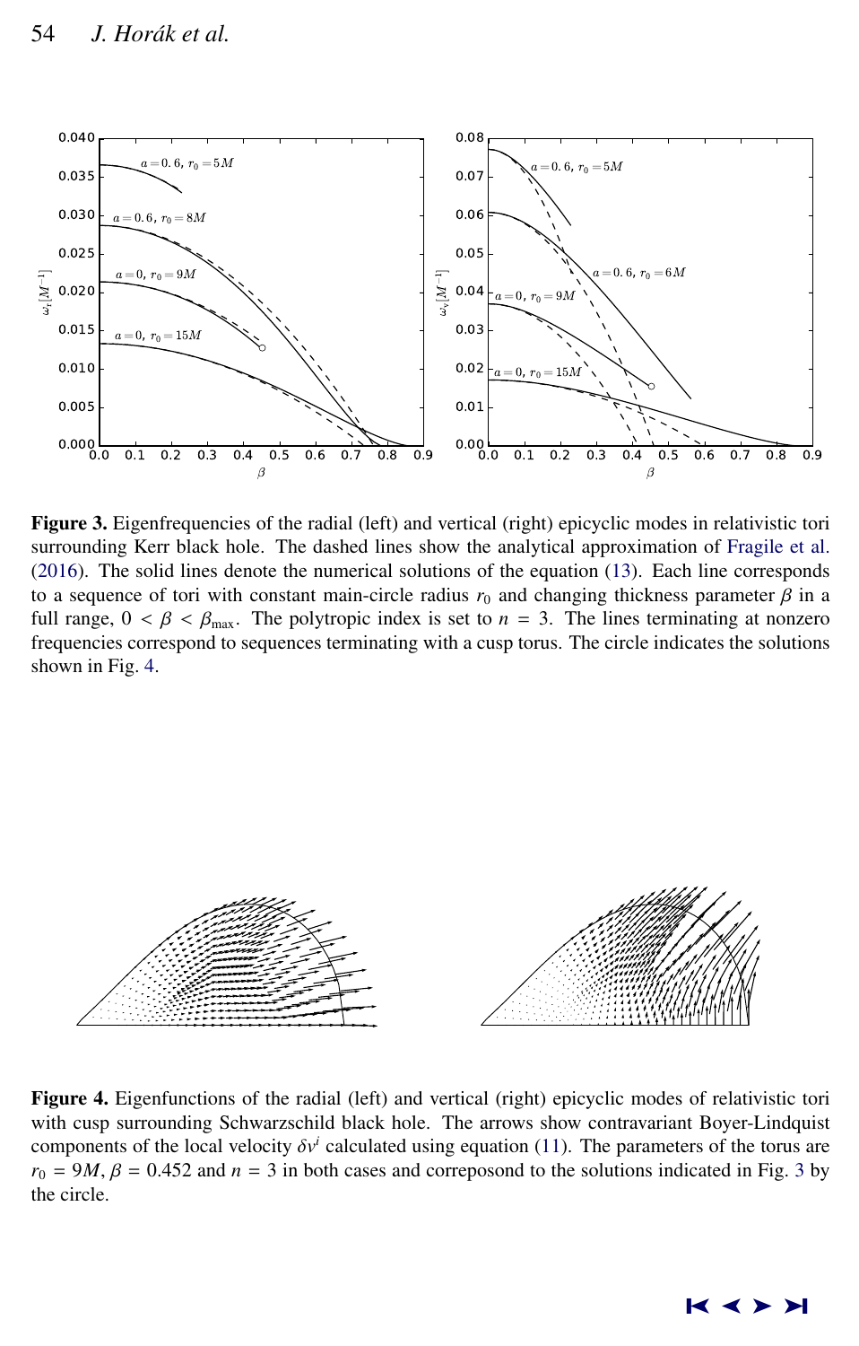**Figure 3.** Eigenfrequencies of the radial (left) and vertical (right) epicyclic modes in relativistic tori surrounding Kerr black hole. The dashed lines show the analytical approximation of Fragile et al. (2016). The solid lines denote the numerical solutions of the equation (13). Each line corresponds to a sequence of tori with constant main-circle radius $r_0$ and changing thickness parameter $\beta$ in a full range, $0 < \beta < \beta_{\mathrm{max}}$. The polytropic index is set to $n = 3$. The lines terminating at nonzero frequencies correspond to sequences terminating with a cusp torus. The circle indicates the solutions shown in Fig. 4.

**Figure 4.** Eigenfunctions of the radial (left) and vertical (right) epicyclic modes of relativistic tori with cusp surrounding Schwarzschild black hole. The arrows show contravariant Boyer-Lindquist components of the local velocity $\delta v^i$ calculated using equation (11). The parameters of the torus are $r_0 = 9M$, $\beta = 0.452$ and $n = 3$ in both cases and correposond to the solutions indicated in Fig. 3 by the circle.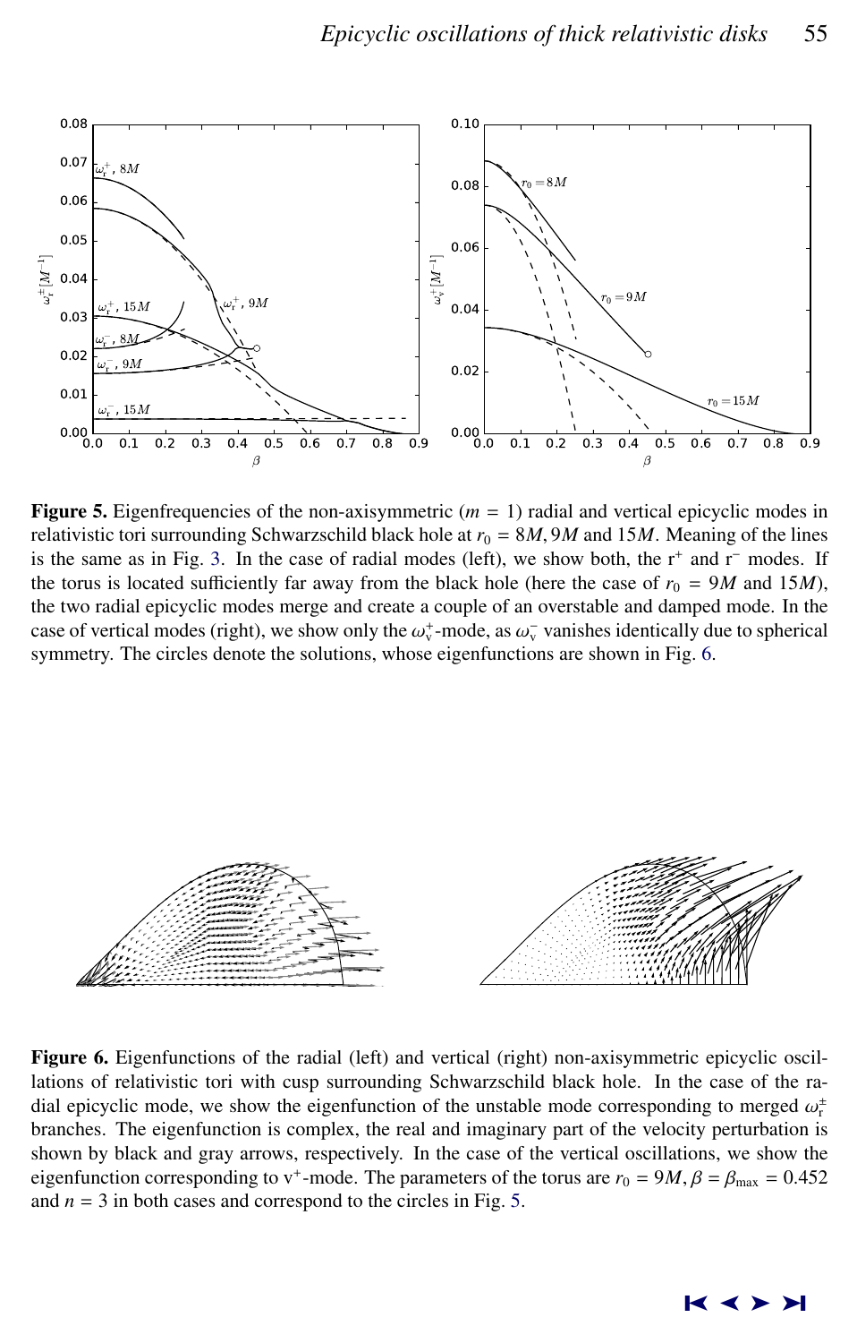**Figure 5.** Eigenfrequencies of the non-axisymmetric ($m = 1$) radial and vertical epicyclic modes in relativistic tori surrounding Schwarzschild black hole at $r_0 = 8M, 9M$ and $15M$. Meaning of the lines is the same as in Fig. 3. In the case of radial modes (left), we show both, the r$^+$ and r$^-$ modes. If the torus is located sufficiently far away from the black hole (here the case of $r_0 = 9M$ and $15M$), the two radial epicyclic modes merge and create a couple of an overstable and damped mode. In the case of vertical modes (right), we show only the $\omega_{\rm v}^+$-mode, as $\omega_{\rm v}^-$ vanishes identically due to spherical symmetry. The circles denote the solutions, whose eigenfunctions are shown in Fig. 6.

**Figure 6.** Eigenfunctions of the radial (left) and vertical (right) non-axisymmetric epicyclic oscillations of relativistic tori with cusp surrounding Schwarzschild black hole. In the case of the radial epicyclic mode, we show the eigenfunction of the unstable mode corresponding to merged $\omega_{\rm r}^{\pm}$ branches. The eigenfunction is complex, the real and imaginary part of the velocity perturbation is shown by black and gray arrows, respectively. In the case of the vertical oscillations, we show the eigenfunction corresponding to v$^+$-mode. The parameters of the torus are $r_0 = 9M, \beta = \beta_{\max} = 0.452$ and $n = 3$ in both cases and correspond to the circles in Fig. 5.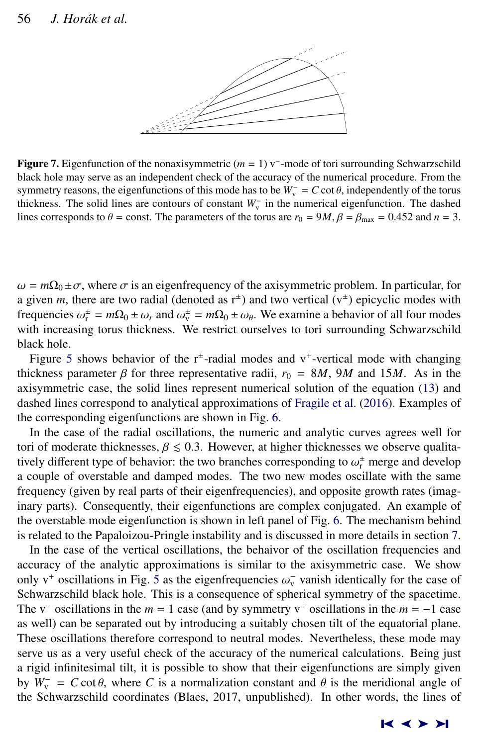**Figure 7.** Eigenfunction of the nonaxisymmetric ($m = 1$) $\mathrm{v}^-$-mode of tori surrounding Schwarzschild black hole may serve as an independent check of the accuracy of the numerical procedure. From the symmetry reasons, the eigenfunctions of this mode has to be $W_{\mathrm{v}}^- = C \cot\theta$, independently of the torus thickness. The solid lines are contours of constant $W_{\mathrm{v}}^-$ in the numerical eigenfunction. The dashed lines corresponds to $\theta = \mathrm{const}$. The parameters of the torus are $r_0 = 9M$, $\beta = \beta_{\max} = 0.452$ and $n = 3$.

$\omega = m\Omega_0 \pm \sigma$, where $\sigma$ is an eigenfrequency of the axisymmetric problem. In particular, for a given $m$, there are two radial (denoted as $\mathrm{r}^\pm$) and two vertical ($\mathrm{v}^\pm$) epicyclic modes with frequencies $\omega_{\mathrm{r}}^\pm = m\Omega_0 \pm \omega_r$ and $\omega_{\mathrm{v}}^\pm = m\Omega_0 \pm \omega_\theta$. We examine a behavior of all four modes with increasing torus thickness. We restrict ourselves to tori surrounding Schwarzschild black hole.

Figure 5 shows behavior of the $\mathrm{r}^\pm$-radial modes and $\mathrm{v}^+$-vertical mode with changing thickness parameter $\beta$ for three representative radii, $r_0 = 8M$, $9M$ and $15M$. As in the axisymmetric case, the solid lines represent numerical solution of the equation (13) and dashed lines correspond to analytical approximations of Fragile et al. (2016). Examples of the corresponding eigenfunctions are shown in Fig. 6.

In the case of the radial oscillations, the numeric and analytic curves agrees well for tori of moderate thicknesses, $\beta \lesssim 0.3$. However, at higher thicknesses we observe qualitatively different type of behavior: the two branches corresponding to $\omega_{\mathrm{r}}^\pm$ merge and develop a couple of overstable and damped modes. The two new modes oscillate with the same frequency (given by real parts of their eigenfrequencies), and opposite growth rates (imaginary parts). Consequently, their eigenfunctions are complex conjugated. An example of the overstable mode eigenfunction is shown in left panel of Fig. 6. The mechanism behind is related to the Papaloizou-Pringle instability and is discussed in more details in section 7.

In the case of the vertical oscillations, the behaivor of the oscillation frequencies and accuracy of the analytic approximations is similar to the axisymmetric case. We show only $\mathrm{v}^+$ oscillations in Fig. 5 as the eigenfrequencies $\omega_{\mathrm{v}}^-$ vanish identically for the case of Schwarzschild black hole. This is a consequence of spherical symmetry of the spacetime. The $\mathrm{v}^-$ oscillations in the $m = 1$ case (and by symmetry $\mathrm{v}^+$ oscillations in the $m = -1$ case as well) can be separated out by introducing a suitably chosen tilt of the equatorial plane. These oscillations therefore correspond to neutral modes. Nevertheless, these mode may serve us as a very useful check of the accuracy of the numerical calculations. Being just a rigid infinitesimal tilt, it is possible to show that their eigenfunctions are simply given by $W_{\mathrm{v}}^- = C \cot\theta$, where $C$ is a normalization constant and $\theta$ is the meridional angle of the Schwarzschild coordinates (Blaes, 2017, unpublished). In other words, the lines of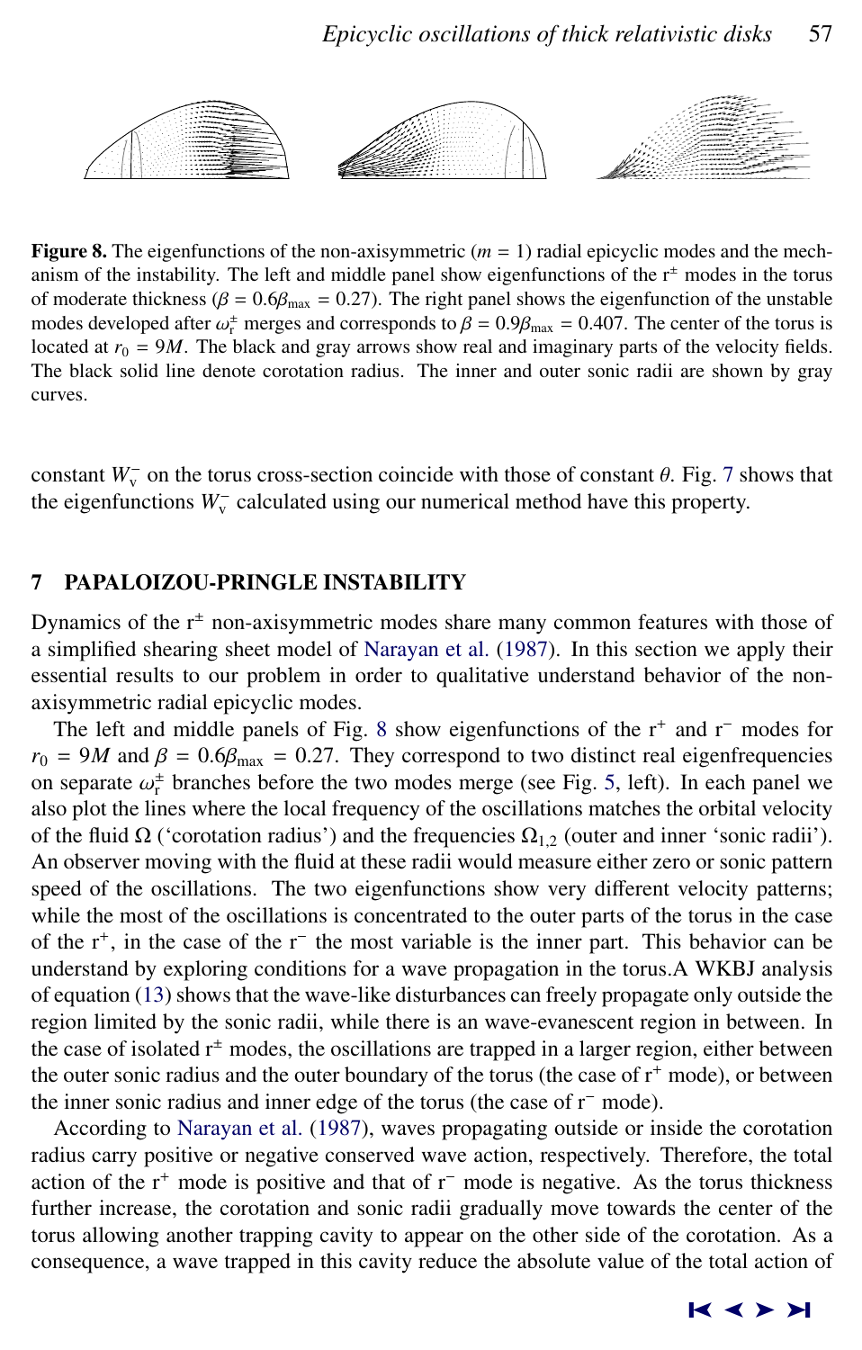**Figure 8.** The eigenfunctions of the non-axisymmetric ($m = 1$) radial epicyclic modes and the mechanism of the instability. The left and middle panel show eigenfunctions of the $\mathrm{r}^{\pm}$ modes in the torus of moderate thickness ($\beta = 0.6\beta_{\max} = 0.27$). The right panel shows the eigenfunction of the unstable modes developed after $\omega_{\mathrm{r}}^{\pm}$ merges and corresponds to $\beta = 0.9\beta_{\max} = 0.407$. The center of the torus is located at $r_0 = 9M$. The black and gray arrows show real and imaginary parts of the velocity fields. The black solid line denote corotation radius. The inner and outer sonic radii are shown by gray curves.

constant $W_{\mathrm{v}}^{-}$ on the torus cross-section coincide with those of constant $\theta$. Fig. 7 shows that the eigenfunctions $W_{\mathrm{v}}^{-}$ calculated using our numerical method have this property.

## 7 PAPALOIZOU-PRINGLE INSTABILITY

Dynamics of the $\mathrm{r}^{\pm}$ non-axisymmetric modes share many common features with those of a simplified shearing sheet model of Narayan et al. (1987). In this section we apply their essential results to our problem in order to qualitative understand behavior of the non-axisymmetric radial epicyclic modes.

The left and middle panels of Fig. 8 show eigenfunctions of the $\mathrm{r}^{+}$ and $\mathrm{r}^{-}$ modes for $r_0 = 9M$ and $\beta = 0.6\beta_{\max} = 0.27$. They correspond to two distinct real eigenfrequencies on separate $\omega_{\mathrm{r}}^{\pm}$ branches before the two modes merge (see Fig. 5, left). In each panel we also plot the lines where the local frequency of the oscillations matches the orbital velocity of the fluid $\Omega$ ('corotation radius') and the frequencies $\Omega_{1,2}$ (outer and inner 'sonic radii'). An observer moving with the fluid at these radii would measure either zero or sonic pattern speed of the oscillations. The two eigenfunctions show very different velocity patterns; while the most of the oscillations is concentrated to the outer parts of the torus in the case of the $\mathrm{r}^{+}$, in the case of the $\mathrm{r}^{-}$ the most variable is the inner part. This behavior can be understand by exploring conditions for a wave propagation in the torus.A WKBJ analysis of equation (13) shows that the wave-like disturbances can freely propagate only outside the region limited by the sonic radii, while there is an wave-evanescent region in between. In the case of isolated $\mathrm{r}^{\pm}$ modes, the oscillations are trapped in a larger region, either between the outer sonic radius and the outer boundary of the torus (the case of $\mathrm{r}^{+}$ mode), or between the inner sonic radius and inner edge of the torus (the case of $\mathrm{r}^{-}$ mode).

According to Narayan et al. (1987), waves propagating outside or inside the corotation radius carry positive or negative conserved wave action, respectively. Therefore, the total action of the $\mathrm{r}^{+}$ mode is positive and that of $\mathrm{r}^{-}$ mode is negative. As the torus thickness further increase, the corotation and sonic radii gradually move towards the center of the torus allowing another trapping cavity to appear on the other side of the corotation. As a consequence, a wave trapped in this cavity reduce the absolute value of the total action of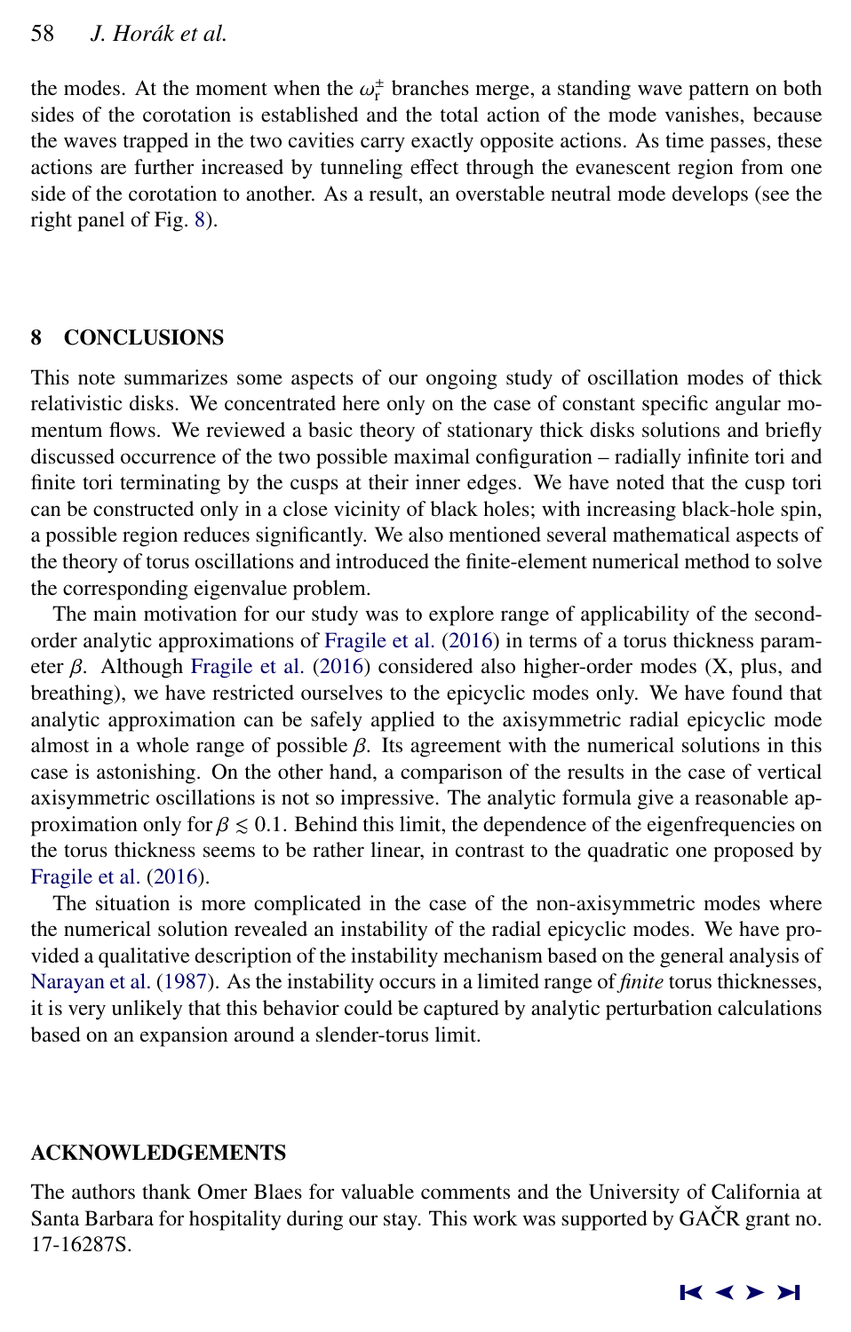the modes. At the moment when the $\omega_r^{\pm}$ branches merge, a standing wave pattern on both sides of the corotation is established and the total action of the mode vanishes, because the waves trapped in the two cavities carry exactly opposite actions. As time passes, these actions are further increased by tunneling effect through the evanescent region from one side of the corotation to another. As a result, an overstable neutral mode develops (see the right panel of Fig. 8).

## 8 CONCLUSIONS

This note summarizes some aspects of our ongoing study of oscillation modes of thick relativistic disks. We concentrated here only on the case of constant specific angular momentum flows. We reviewed a basic theory of stationary thick disks solutions and briefly discussed occurrence of the two possible maximal configuration – radially infinite tori and finite tori terminating by the cusps at their inner edges. We have noted that the cusp tori can be constructed only in a close vicinity of black holes; with increasing black-hole spin, a possible region reduces significantly. We also mentioned several mathematical aspects of the theory of torus oscillations and introduced the finite-element numerical method to solve the corresponding eigenvalue problem.

The main motivation for our study was to explore range of applicability of the second-order analytic approximations of Fragile et al. (2016) in terms of a torus thickness parameter $\beta$. Although Fragile et al. (2016) considered also higher-order modes (X, plus, and breathing), we have restricted ourselves to the epicyclic modes only. We have found that analytic approximation can be safely applied to the axisymmetric radial epicyclic mode almost in a whole range of possible $\beta$. Its agreement with the numerical solutions in this case is astonishing. On the other hand, a comparison of the results in the case of vertical axisymmetric oscillations is not so impressive. The analytic formula give a reasonable approximation only for $\beta \lesssim 0.1$. Behind this limit, the dependence of the eigenfrequencies on the torus thickness seems to be rather linear, in contrast to the quadratic one proposed by Fragile et al. (2016).

The situation is more complicated in the case of the non-axisymmetric modes where the numerical solution revealed an instability of the radial epicyclic modes. We have provided a qualitative description of the instability mechanism based on the general analysis of Narayan et al. (1987). As the instability occurs in a limited range of *finite* torus thicknesses, it is very unlikely that this behavior could be captured by analytic perturbation calculations based on an expansion around a slender-torus limit.

## ACKNOWLEDGEMENTS

The authors thank Omer Blaes for valuable comments and the University of California at Santa Barbara for hospitality during our stay. This work was supported by GAČR grant no. 17-16287S.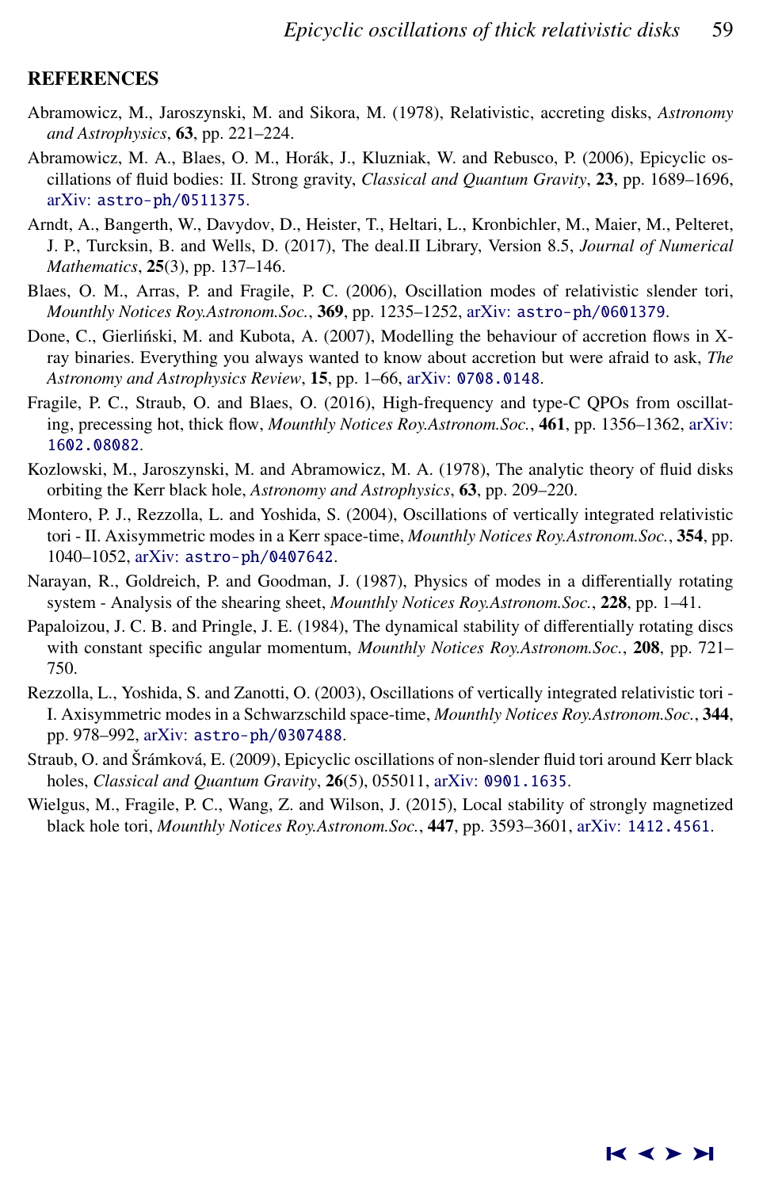## REFERENCES

Abramowicz, M., Jaroszynski, M. and Sikora, M. (1978), Relativistic, accreting disks, *Astronomy and Astrophysics*, **63**, pp. 221–224.

Abramowicz, M. A., Blaes, O. M., Horák, J., Kluzniak, W. and Rebusco, P. (2006), Epicyclic oscillations of fluid bodies: II. Strong gravity, *Classical and Quantum Gravity*, **23**, pp. 1689–1696, arXiv: astro-ph/0511375.

Arndt, A., Bangerth, W., Davydov, D., Heister, T., Heltari, L., Kronbichler, M., Maier, M., Pelteret, J. P., Turcksin, B. and Wells, D. (2017), The deal.II Library, Version 8.5, *Journal of Numerical Mathematics*, **25**(3), pp. 137–146.

Blaes, O. M., Arras, P. and Fragile, P. C. (2006), Oscillation modes of relativistic slender tori, *Mounthly Notices Roy.Astronom.Soc.*, **369**, pp. 1235–1252, arXiv: astro-ph/0601379.

Done, C., Gierliński, M. and Kubota, A. (2007), Modelling the behaviour of accretion flows in X-ray binaries. Everything you always wanted to know about accretion but were afraid to ask, *The Astronomy and Astrophysics Review*, **15**, pp. 1–66, arXiv: 0708.0148.

Fragile, P. C., Straub, O. and Blaes, O. (2016), High-frequency and type-C QPOs from oscillating, precessing hot, thick flow, *Mounthly Notices Roy.Astronom.Soc.*, **461**, pp. 1356–1362, arXiv: 1602.08082.

Kozlowski, M., Jaroszynski, M. and Abramowicz, M. A. (1978), The analytic theory of fluid disks orbiting the Kerr black hole, *Astronomy and Astrophysics*, **63**, pp. 209–220.

Montero, P. J., Rezzolla, L. and Yoshida, S. (2004), Oscillations of vertically integrated relativistic tori - II. Axisymmetric modes in a Kerr space-time, *Mounthly Notices Roy.Astronom.Soc.*, **354**, pp. 1040–1052, arXiv: astro-ph/0407642.

Narayan, R., Goldreich, P. and Goodman, J. (1987), Physics of modes in a differentially rotating system - Analysis of the shearing sheet, *Mounthly Notices Roy.Astronom.Soc.*, **228**, pp. 1–41.

Papaloizou, J. C. B. and Pringle, J. E. (1984), The dynamical stability of differentially rotating discs with constant specific angular momentum, *Mounthly Notices Roy.Astronom.Soc.*, **208**, pp. 721–750.

Rezzolla, L., Yoshida, S. and Zanotti, O. (2003), Oscillations of vertically integrated relativistic tori - I. Axisymmetric modes in a Schwarzschild space-time, *Mounthly Notices Roy.Astronom.Soc.*, **344**, pp. 978–992, arXiv: astro-ph/0307488.

Straub, O. and Šrámková, E. (2009), Epicyclic oscillations of non-slender fluid tori around Kerr black holes, *Classical and Quantum Gravity*, **26**(5), 055011, arXiv: 0901.1635.

Wielgus, M., Fragile, P. C., Wang, Z. and Wilson, J. (2015), Local stability of strongly magnetized black hole tori, *Mounthly Notices Roy.Astronom.Soc.*, **447**, pp. 3593–3601, arXiv: 1412.4561.